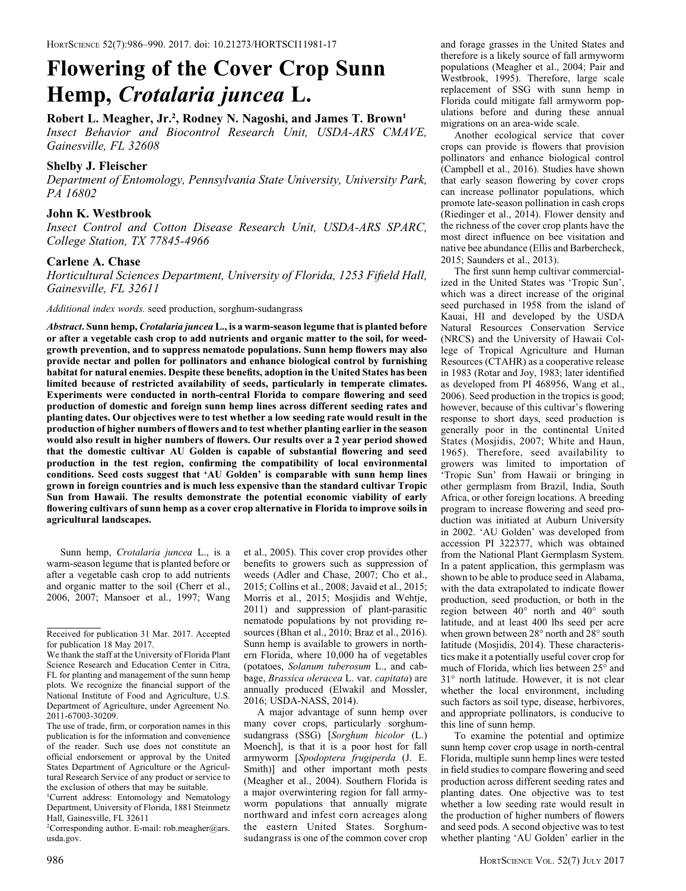# Flowering of the Cover Crop Sunn Hemp, *Crotalaria juncea* L.

**Robert L. Meagher, Jr.[2], Rodney N. Nagoshi, and James T. Brown[1]**
*Insect Behavior and Biocontrol Research Unit, USDA-ARS CMAVE, Gainesville, FL 32608*

**Shelby J. Fleischer**
*Department of Entomology, Pennsylvania State University, University Park, PA 16802*

**John K. Westbrook**
*Insect Control and Cotton Disease Research Unit, USDA-ARS SPARC, College Station, TX 77845-4966*

**Carlene A. Chase**
*Horticultural Sciences Department, University of Florida, 1253 Fifield Hall, Gainesville, FL 32611*

*Additional index words.* seed production, sorghum-sudangrass

***Abstract.*** **Sunn hemp, *Crotalaria juncea* L., is a warm-season legume that is planted before or after a vegetable cash crop to add nutrients and organic matter to the soil, for weed-growth prevention, and to suppress nematode populations. Sunn hemp flowers may also provide nectar and pollen for pollinators and enhance biological control by furnishing habitat for natural enemies. Despite these benefits, adoption in the United States has been limited because of restricted availability of seeds, particularly in temperate climates. Experiments were conducted in north-central Florida to compare flowering and seed production of domestic and foreign sunn hemp lines across different seeding rates and planting dates. Our objectives were to test whether a low seeding rate would result in the production of higher numbers of flowers and to test whether planting earlier in the season would also result in higher numbers of flowers. Our results over a 2 year period showed that the domestic cultivar AU Golden is capable of substantial flowering and seed production in the test region, confirming the compatibility of local environmental conditions. Seed costs suggest that 'AU Golden' is comparable with sunn hemp lines grown in foreign countries and is much less expensive than the standard cultivar Tropic Sun from Hawaii. The results demonstrate the potential economic viability of early flowering cultivars of sunn hemp as a cover crop alternative in Florida to improve soils in agricultural landscapes.**

Sunn hemp, *Crotalaria juncea* L., is a warm-season legume that is planted before or after a vegetable cash crop to add nutrients and organic matter to the soil (Cherr et al., 2006, 2007; Mansoer et al., 1997; Wang et al., 2005). This cover crop provides other benefits to growers such as suppression of weeds (Adler and Chase, 2007; Cho et al., 2015; Collins et al., 2008; Javaid et al., 2015; Morris et al., 2015; Mosjidis and Wehtje, 2011) and suppression of plant-parasitic nematode populations by not providing resources (Bhan et al., 2010; Braz et al., 2016). Sunn hemp is available to growers in northern Florida, where 10,000 ha of vegetables (potatoes, *Solanum tuberosum* L., and cabbage, *Brassica oleracea* L. var. *capitata*) are annually produced (Elwakil and Mossler, 2016; USDA-NASS, 2014).

A major advantage of sunn hemp over many cover crops, particularly sorghum-sudangrass (SSG) [*Sorghum bicolor* (L.) Moench], is that it is a poor host for fall armyworm [*Spodoptera frugiperda* (J. E. Smith)] and other important moth pests (Meagher et al., 2004). Southern Florida is a major overwintering region for fall armyworm populations that annually migrate northward and infest corn acreages along the eastern United States. Sorghum-sudangrass is one of the common cover crop and forage grasses in the United States and therefore is a likely source of fall armyworm populations (Meagher et al., 2004; Pair and Westbrook, 1995). Therefore, large scale replacement of SSG with sunn hemp in Florida could mitigate fall armyworm populations before and during these annual migrations on an area-wide scale.

Another ecological service that cover crops can provide is flowers that provision pollinators and enhance biological control (Campbell et al., 2016). Studies have shown that early season flowering by cover crops can increase pollinator populations, which promote late-season pollination in cash crops (Riedinger et al., 2014). Flower density and the richness of the cover crop plants have the most direct influence on bee visitation and native bee abundance (Ellis and Barbercheck, 2015; Saunders et al., 2013).

The first sunn hemp cultivar commercialized in the United States was 'Tropic Sun', which was a direct increase of the original seed purchased in 1958 from the island of Kauai, HI and developed by the USDA Natural Resources Conservation Service (NRCS) and the University of Hawaii College of Tropical Agriculture and Human Resources (CTAHR) as a cooperative release in 1983 (Rotar and Joy, 1983; later identified as developed from PI 468956, Wang et al., 2006). Seed production in the tropics is good; however, because of this cultivar's flowering response to short days, seed production is generally poor in the continental United States (Mosjidis, 2007; White and Haun, 1965). Therefore, seed availability to growers was limited to importation of 'Tropic Sun' from Hawaii or bringing in other germplasm from Brazil, India, South Africa, or other foreign locations. A breeding program to increase flowering and seed production was initiated at Auburn University in 2002. 'AU Golden' was developed from accession PI 322377, which was obtained from the National Plant Germplasm System. In a patent application, this germplasm was shown to be able to produce seed in Alabama, with the data extrapolated to indicate flower production, seed production, or both in the region between 40° north and 40° south latitude, and at least 400 lbs seed per acre when grown between 28° north and 28° south latitude (Mosjidis, 2014). These characteristics make it a potentially useful cover crop for much of Florida, which lies between 25° and 31° north latitude. However, it is not clear whether the local environment, including such factors as soil type, disease, herbivores, and appropriate pollinators, is conducive to this line of sunn hemp.

To examine the potential and optimize sunn hemp cover crop usage in north-central Florida, multiple sunn hemp lines were tested in field studies to compare flowering and seed production across different seeding rates and planting dates. One objective was to test whether a low seeding rate would result in the production of higher numbers of flowers and seed pods. A second objective was to test whether planting 'AU Golden' earlier in the

---

Received for publication 31 Mar. 2017. Accepted for publication 18 May 2017.

We thank the staff at the University of Florida Plant Science Research and Education Center in Citra, FL for planting and management of the sunn hemp plots. We recognize the financial support of the National Institute of Food and Agriculture, U.S. Department of Agriculture, under Agreement No. 2011-67003-30209.

The use of trade, firm, or corporation names in this publication is for the information and convenience of the reader. Such use does not constitute an official endorsement or approval by the United States Department of Agriculture or the Agricultural Research Service of any product or service to the exclusion of others that may be suitable.

[1]Current address: Entomology and Nematology Department, University of Florida, 1881 Steinmetz Hall, Gainesville, FL 32611

[2]Corresponding author. E-mail: rob.meagher@ars.usda.gov.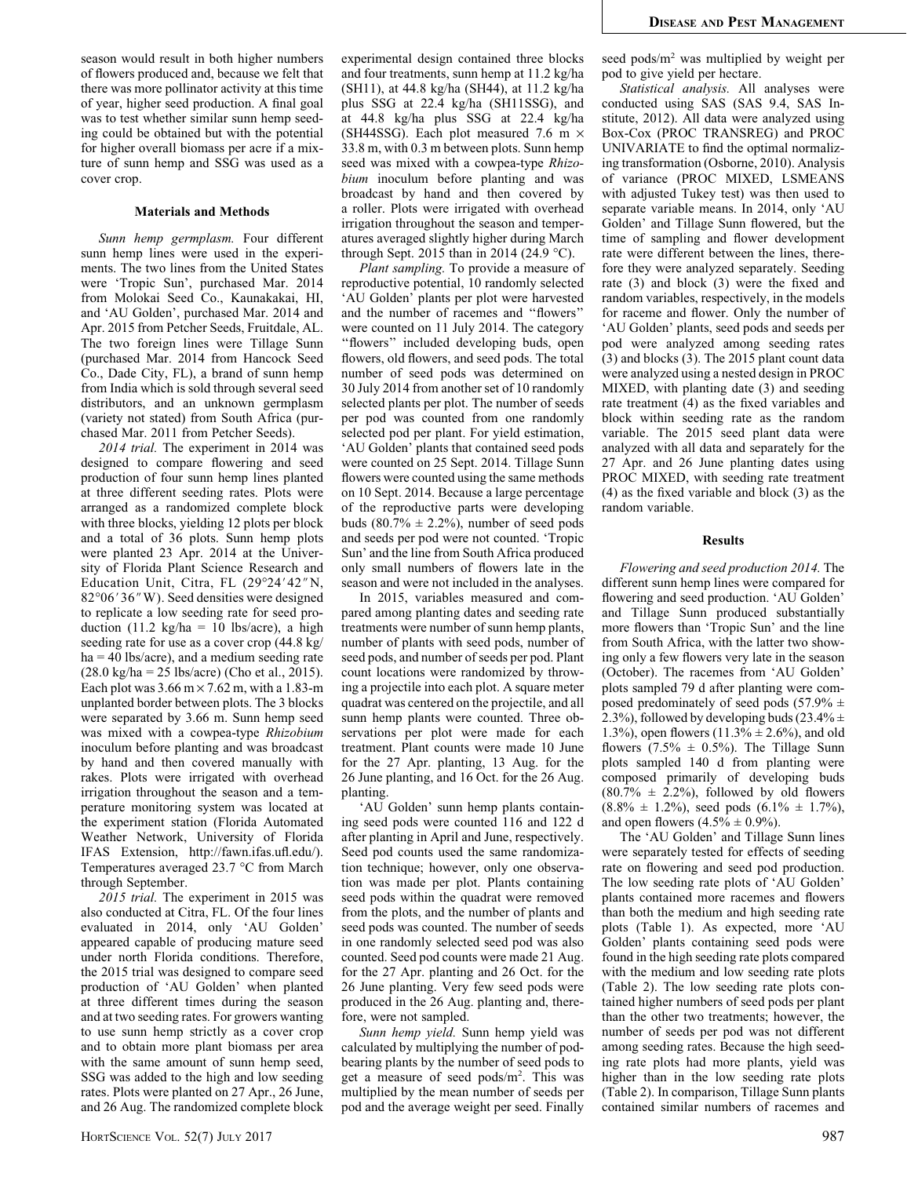season would result in both higher numbers of flowers produced and, because we felt that there was more pollinator activity at this time of year, higher seed production. A final goal was to test whether similar sunn hemp seeding could be obtained but with the potential for higher overall biomass per acre if a mixture of sunn hemp and SSG was used as a cover crop.

## Materials and Methods

*Sunn hemp germplasm.* Four different sunn hemp lines were used in the experiments. The two lines from the United States were 'Tropic Sun', purchased Mar. 2014 from Molokai Seed Co., Kaunakakai, HI, and 'AU Golden', purchased Mar. 2014 and Apr. 2015 from Petcher Seeds, Fruitdale, AL. The two foreign lines were Tillage Sunn (purchased Mar. 2014 from Hancock Seed Co., Dade City, FL), a brand of sunn hemp from India which is sold through several seed distributors, and an unknown germplasm (variety not stated) from South Africa (purchased Mar. 2011 from Petcher Seeds).

*2014 trial.* The experiment in 2014 was designed to compare flowering and seed production of four sunn hemp lines planted at three different seeding rates. Plots were arranged as a randomized complete block with three blocks, yielding 12 plots per block and a total of 36 plots. Sunn hemp plots were planted 23 Apr. 2014 at the University of Florida Plant Science Research and Education Unit, Citra, FL (29°24′42″N, 82°06′36″W). Seed densities were designed to replicate a low seeding rate for seed production (11.2 kg/ha = 10 lbs/acre), a high seeding rate for use as a cover crop (44.8 kg/ha = 40 lbs/acre), and a medium seeding rate (28.0 kg/ha = 25 lbs/acre) (Cho et al., 2015). Each plot was 3.66 m × 7.62 m, with a 1.83-m unplanted border between plots. The 3 blocks were separated by 3.66 m. Sunn hemp seed was mixed with a cowpea-type *Rhizobium* inoculum before planting and was broadcast by hand and then covered manually with rakes. Plots were irrigated with overhead irrigation throughout the season and a temperature monitoring system was located at the experiment station (Florida Automated Weather Network, University of Florida IFAS Extension, http://fawn.ifas.ufl.edu/). Temperatures averaged 23.7 °C from March through September.

*2015 trial.* The experiment in 2015 was also conducted at Citra, FL. Of the four lines evaluated in 2014, only 'AU Golden' appeared capable of producing mature seed under north Florida conditions. Therefore, the 2015 trial was designed to compare seed production of 'AU Golden' when planted at three different times during the season and at two seeding rates. For growers wanting to use sunn hemp strictly as a cover crop and to obtain more plant biomass per area with the same amount of sunn hemp seed, SSG was added to the high and low seeding rates. Plots were planted on 27 Apr., 26 June, and 26 Aug. The randomized complete block experimental design contained three blocks and four treatments, sunn hemp at 11.2 kg/ha (SH11), at 44.8 kg/ha (SH44), at 11.2 kg/ha plus SSG at 22.4 kg/ha (SH11SSG), and at 44.8 kg/ha plus SSG at 22.4 kg/ha (SH44SSG). Each plot measured 7.6 m × 33.8 m, with 0.3 m between plots. Sunn hemp seed was mixed with a cowpea-type *Rhizobium* inoculum before planting and was broadcast by hand and then covered by a roller. Plots were irrigated with overhead irrigation throughout the season and temperatures averaged slightly higher during March through Sept. 2015 than in 2014 (24.9 °C).

*Plant sampling.* To provide a measure of reproductive potential, 10 randomly selected 'AU Golden' plants per plot were harvested and the number of racemes and "flowers" were counted on 11 July 2014. The category "flowers" included developing buds, open flowers, old flowers, and seed pods. The total number of seed pods was determined on 30 July 2014 from another set of 10 randomly selected plants per plot. The number of seeds per pod was counted from one randomly selected pod per plant. For yield estimation, 'AU Golden' plants that contained seed pods were counted on 25 Sept. 2014. Tillage Sunn flowers were counted using the same methods on 10 Sept. 2014. Because a large percentage of the reproductive parts were developing buds (80.7% ± 2.2%), number of seed pods and seeds per pod were not counted. 'Tropic Sun' and the line from South Africa produced only small numbers of flowers late in the season and were not included in the analyses.

In 2015, variables measured and compared among planting dates and seeding rate treatments were number of sunn hemp plants, number of plants with seed pods, number of seed pods, and number of seeds per pod. Plant count locations were randomized by throwing a projectile into each plot. A square meter quadrat was centered on the projectile, and all sunn hemp plants were counted. Three observations per plot were made for each treatment. Plant counts were made 10 June for the 27 Apr. planting, 13 Aug. for the 26 June planting, and 16 Oct. for the 26 Aug. planting.

'AU Golden' sunn hemp plants containing seed pods were counted 116 and 122 d after planting in April and June, respectively. Seed pod counts used the same randomization technique; however, only one observation was made per plot. Plants containing seed pods within the quadrat were removed from the plots, and the number of plants and seed pods was counted. The number of seeds in one randomly selected seed pod was also counted. Seed pod counts were made 21 Aug. for the 27 Apr. planting and 26 Oct. for the 26 June planting. Very few seed pods were produced in the 26 Aug. planting and, therefore, were not sampled.

*Sunn hemp yield.* Sunn hemp yield was calculated by multiplying the number of pod-bearing plants by the number of seed pods to get a measure of seed pods/m$^2$. This was multiplied by the mean number of seeds per pod and the average weight per seed. Finally seed pods/m$^2$ was multiplied by weight per pod to give yield per hectare.

*Statistical analysis.* All analyses were conducted using SAS (SAS 9.4, SAS Institute, 2012). All data were analyzed using Box-Cox (PROC TRANSREG) and PROC UNIVARIATE to find the optimal normalizing transformation (Osborne, 2010). Analysis of variance (PROC MIXED, LSMEANS with adjusted Tukey test) was then used to separate variable means. In 2014, only 'AU Golden' and Tillage Sunn flowered, but the time of sampling and flower development rate were different between the lines, therefore they were analyzed separately. Seeding rate (3) and block (3) were the fixed and random variables, respectively, in the models for raceme and flower. Only the number of 'AU Golden' plants, seed pods and seeds per pod were analyzed among seeding rates (3) and blocks (3). The 2015 plant count data were analyzed using a nested design in PROC MIXED, with planting date (3) and seeding rate treatment (4) as the fixed variables and block within seeding rate as the random variable. The 2015 seed plant data were analyzed with all data and separately for the 27 Apr. and 26 June planting dates using PROC MIXED, with seeding rate treatment (4) as the fixed variable and block (3) as the random variable.

## Results

*Flowering and seed production 2014.* The different sunn hemp lines were compared for flowering and seed production. 'AU Golden' and Tillage Sunn produced substantially more flowers than 'Tropic Sun' and the line from South Africa, with the latter two showing only a few flowers very late in the season (October). The racemes from 'AU Golden' plots sampled 79 d after planting were composed predominately of seed pods (57.9% ± 2.3%), followed by developing buds (23.4% ± 1.3%), open flowers (11.3% ± 2.6%), and old flowers (7.5% ± 0.5%). The Tillage Sunn plots sampled 140 d from planting were composed primarily of developing buds (80.7% ± 2.2%), followed by old flowers (8.8% ± 1.2%), seed pods (6.1% ± 1.7%), and open flowers (4.5% ± 0.9%).

The 'AU Golden' and Tillage Sunn lines were separately tested for effects of seeding rate on flowering and seed pod production. The low seeding rate plots of 'AU Golden' plants contained more racemes and flowers than both the medium and high seeding rate plots (Table 1). As expected, more 'AU Golden' plants containing seed pods were found in the high seeding rate plots compared with the medium and low seeding rate plots (Table 2). The low seeding rate plots contained higher numbers of seed pods per plant than the other two treatments; however, the number of seeds per pod was not different among seeding rates. Because the high seeding rate plots had more plants, yield was higher than in the low seeding rate plots (Table 2). In comparison, Tillage Sunn plants contained similar numbers of racemes and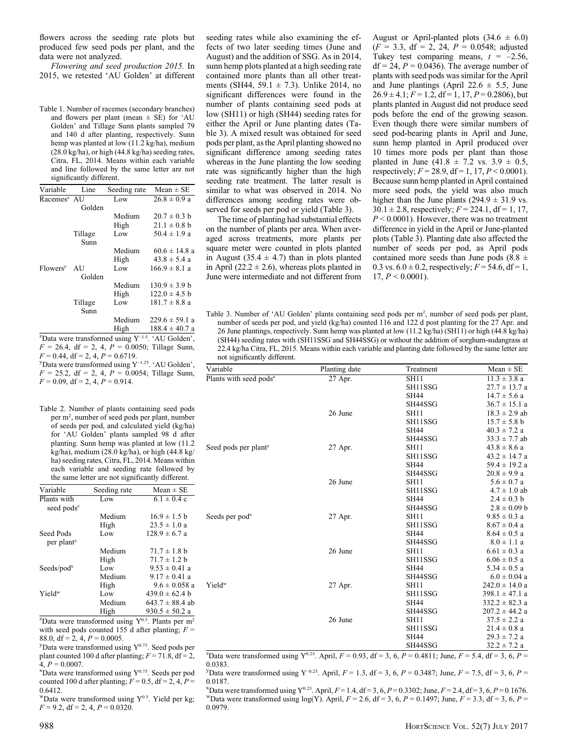flowers across the seeding rate plots but produced few seed pods per plant, and the data were not analyzed.

*Flowering and seed production 2015.* In 2015, we retested 'AU Golden' at different seeding rates while also examining the effects of two later seeding times (June and August) and the addition of SSG. As in 2014, sunn hemp plots planted at a high seeding rate contained more plants than all other treatments (SH44, 59.1 ± 7.3). Unlike 2014, no significant differences were found in the number of plants containing seed pods at low (SH11) or high (SH44) seeding rates for either the April or June planting dates (Table 3). A mixed result was obtained for seed pods per plant, as the April planting showed no significant difference among seeding rates whereas in the June planting the low seeding rate was significantly higher than the high seeding rate treatment. The latter result is similar to what was observed in 2014. No differences among seeding rates were observed for seeds per pod or yield (Table 3).

The time of planting had substantial effects on the number of plants per area. When averaged across treatments, more plants per square meter were counted in plots planted in August (35.4 ± 4.7) than in plots planted in April (22.2 ± 2.6), whereas plots planted in June were intermediate and not different from August or April-planted plots (34.6 ± 6.0) ($F = 3.3$, df = 2, 24, $P = 0.0548$; adjusted Tukey test comparing means, $t = -2.56$, df = 24, $P = 0.0436$). The average number of plants with seed pods was similar for the April and June plantings (April 22.6 ± 5.5, June 26.9 ± 4.1; $F = 1.2$, df = 1, 17, $P = 0.2806$), but plants planted in August did not produce seed pods before the end of the growing season. Even though there were similar numbers of seed pod-bearing plants in April and June, sunn hemp planted in April produced over 10 times more pods per plant than those planted in June (41.8 ± 7.2 vs. 3.9 ± 0.5, respectively; $F = 28.9$, df = 1, 17, $P < 0.0001$). Because sunn hemp planted in April contained more seed pods, the yield was also much higher than the June plants (294.9 ± 31.9 vs. 30.1 ± 2.8, respectively; $F = 224.1$, df = 1, 17, $P < 0.0001$). However, there was no treatment difference in yield in the April or June-planted plots (Table 3). Planting date also affected the number of seeds per pod, as April pods contained more seeds than June pods (8.8 ± 0.3 vs. 6.0 ± 0.2, respectively; $F = 54.6$, df = 1, 17, $P < 0.0001$).

Table 1. Number of racemes (secondary branches) and flowers per plant (mean ± SE) for 'AU Golden' and Tillage Sunn plants sampled 79 and 140 d after planting, respectively. Sunn hemp was planted at low (11.2 kg/ha), medium (28.0 kg/ha), or high (44.8 kg/ha) seeding rates, Citra, FL, 2014. Means within each variable and line followed by the same letter are not significantly different.

| Variable | Line | Seeding rate | Mean ± SE |
|---|---|---|---|
| Racemes[z] | AU Golden | Low | 26.8 ± 0.9 a |
| | | Medium | 20.7 ± 0.3 b |
| | | High | 21.1 ± 0.8 b |
| | Tillage Sunn | Low | 50.4 ± 1.9 a |
| | | Medium | 60.6 ± 14.8 a |
| | | High | 43.8 ± 5.4 a |
| Flowers[y] | AU Golden | Low | 166.9 ± 8.1 a |
| | | Medium | 130.9 ± 3.9 b |
| | | High | 122.0 ± 4.5 b |
| | Tillage Sunn | Low | 181.7 ± 8.8 a |
| | | Medium | 229.6 ± 59.1 a |
| | | High | 188.4 ± 40.7 a |

[z]Data were transformed using $Y^{-1.5}$. 'AU Golden', $F = 26.4$, df = 2, 4, $P = 0.0050$; Tillage Sunn, $F = 0.44$, df = 2, 4, $P = 0.6719$.

[y]Data were transformed using $Y^{-1.25}$. 'AU Golden', $F = 25.2$, df = 2, 4, $P = 0.0054$; Tillage Sunn, $F = 0.09$, df = 2, 4, $P = 0.914$.

Table 2. Number of plants containing seed pods per m², number of seed pods per plant, number of seeds per pod, and calculated yield (kg/ha) for 'AU Golden' plants sampled 98 d after planting. Sunn hemp was planted at low (11.2 kg/ha), medium (28.0 kg/ha), or high (44.8 kg/ha) seeding rates, Citra, FL, 2014. Means within each variable and seeding rate followed by the same letter are not significantly different.

| Variable | Seeding rate | Mean ± SE |
|---|---|---|
| Plants with seed pods[z] | Low | 6.1 ± 0.4 c |
| | Medium | 16.9 ± 1.5 b |
| | High | 23.5 ± 1.0 a |
| Seed Pods per plant[y] | Low | 128.9 ± 6.7 a |
| | Medium | 71.7 ± 1.8 b |
| | High | 71.7 ± 1.2 b |
| Seeds/pod[x] | Low | 9.53 ± 0.41 a |
| | Medium | 9.17 ± 0.41 a |
| | High | 9.6 ± 0.058 a |
| Yield[w] | Low | 439.0 ± 62.4 b |
| | Medium | 643.7 ± 88.4 ab |
| | High | 930.5 ± 50.2 a |

[z]Data were transformed using $Y^{0.5}$. Plants per m² with seed pods counted 155 d after planting; $F = 88.0$, df = 2, 4, $P = 0.0005$.

[y]Data were transformed using $Y^{0.75}$. Seed pods per plant counted 100 d after planting; $F = 71.8$, df = 2, 4, $P = 0.0007$.

[x]Data were transformed using $Y^{0.75}$. Seeds per pod counted 100 d after planting; $F = 0.5$, df = 2, 4, $P = 0.6412$.

[w]Data were transformed using $Y^{0.5}$. Yield per kg; $F = 9.2$, df = 2, 4, $P = 0.0320$.

Table 3. Number of 'AU Golden' plants containing seed pods per m², number of seed pods per plant, number of seeds per pod, and yield (kg/ha) counted 116 and 122 d post planting for the 27 Apr. and 26 June plantings, respectively. Sunn hemp was planted at low (11.2 kg/ha) (SH11) or high (44.8 kg/ha) (SH44) seeding rates with (SH11SSG and SH44SSG) or without the addition of sorghum-sudangrass at 22.4 kg/ha Citra, FL, 2015. Means within each variable and planting date followed by the same letter are not significantly different.

| Variable | Planting date | Treatment | Mean ± SE |
|---|---|---|---|
| Plants with seed pods[z] | 27 Apr. | SH11 | 11.3 ± 3.8 a |
| | | SH11SSG | 27.7 ± 13.7 a |
| | | SH44 | 14.7 ± 5.6 a |
| | | SH44SSG | 36.7 ± 15.1 a |
| | 26 June | SH11 | 18.3 ± 2.9 ab |
| | | SH11SSG | 15.7 ± 5.8 b |
| | | SH44 | 40.3 ± 7.2 a |
| | | SH44SSG | 33.3 ± 7.7 ab |
| Seed pods per plant[y] | 27 Apr. | SH11 | 43.8 ± 8.6 a |
| | | SH11SSG | 43.2 ± 14.7 a |
| | | SH44 | 59.4 ± 19.2 a |
| | | SH44SSG | 20.8 ± 9.9 a |
| | 26 June | SH11 | 5.6 ± 0.7 a |
| | | SH11SSG | 4.7 ± 1.0 ab |
| | | SH44 | 2.4 ± 0.3 b |
| | | SH44SSG | 2.8 ± 0.09 b |
| Seeds per pod[x] | 27 Apr. | SH11 | 9.85 ± 0.3 a |
| | | SH11SSG | 8.67 ± 0.4 a |
| | | SH44 | 8.64 ± 0.5 a |
| | | SH44SSG | 8.0 ± 1.1 a |
| | 26 June | SH11 | 6.61 ± 0.3 a |
| | | SH11SSG | 6.06 ± 0.5 a |
| | | SH44 | 5.34 ± 0.5 a |
| | | SH44SSG | 6.0 ± 0.04 a |
| Yield[w] | 27 Apr. | SH11 | 242.0 ± 14.0 a |
| | | SH11SSG | 398.1 ± 47.1 a |
| | | SH44 | 332.2 ± 82.3 a |
| | | SH44SSG | 207.2 ± 44.2 a |
| | 26 June | SH11 | 37.5 ± 2.2 a |
| | | SH11SSG | 21.4 ± 0.8 a |
| | | SH44 | 29.3 ± 7.2 a |
| | | SH44SSG | 32.2 ± 7.2 a |

[z]Data were transformed using $Y^{0.25}$. April, $F = 0.93$, df = 3, 6, $P = 0.4811$; June, $F = 5.4$, df = 3, 6, $P = 0.0383$.

[y]Data were transformed using $Y^{-0.25}$. April, $F = 1.3$, df = 3, 6, $P = 0.3487$; June, $F = 7.5$, df = 3, 6, $P = 0.0187$.

[x]Data were transformed using $Y^{0.25}$. April, $F = 1.4$, df = 3, 6, $P = 0.3302$; June, $F = 2.4$, df = 3, 6, $P = 0.1676$.

[w]Data were transformed using log(Y). April, $F = 2.6$, df = 3, 6, $P = 0.1497$; June, $F = 3.3$, df = 3, 6, $P = 0.0979$.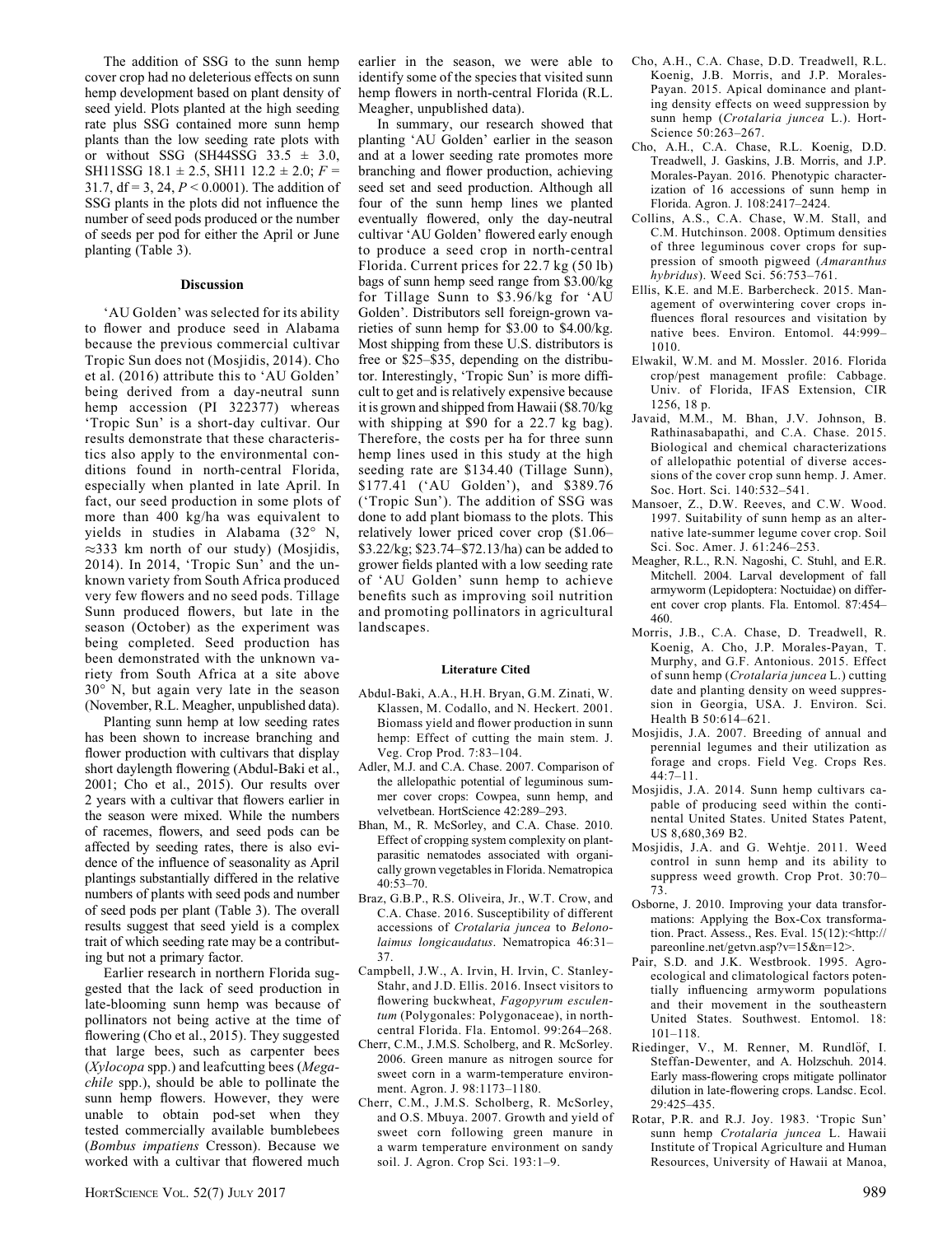The addition of SSG to the sunn hemp cover crop had no deleterious effects on sunn hemp development based on plant density of seed yield. Plots planted at the high seeding rate plus SSG contained more sunn hemp plants than the low seeding rate plots with or without SSG (SH44SSG 33.5 ± 3.0, SH11SSG 18.1 ± 2.5, SH11 12.2 ± 2.0; $F$ = 31.7, df = 3, 24, $P < 0.0001$). The addition of SSG plants in the plots did not influence the number of seed pods produced or the number of seeds per pod for either the April or June planting (Table 3).

## Discussion

'AU Golden' was selected for its ability to flower and produce seed in Alabama because the previous commercial cultivar Tropic Sun does not (Mosjidis, 2014). Cho et al. (2016) attribute this to 'AU Golden' being derived from a day-neutral sunn hemp accession (PI 322377) whereas 'Tropic Sun' is a short-day cultivar. Our results demonstrate that these characteristics also apply to the environmental conditions found in north-central Florida, especially when planted in late April. In fact, our seed production in some plots of more than 400 kg/ha was equivalent to yields in studies in Alabama (32° N, ≈333 km north of our study) (Mosjidis, 2014). In 2014, 'Tropic Sun' and the unknown variety from South Africa produced very few flowers and no seed pods. Tillage Sunn produced flowers, but late in the season (October) as the experiment was being completed. Seed production has been demonstrated with the unknown variety from South Africa at a site above 30° N, but again very late in the season (November, R.L. Meagher, unpublished data).

Planting sunn hemp at low seeding rates has been shown to increase branching and flower production with cultivars that display short daylength flowering (Abdul-Baki et al., 2001; Cho et al., 2015). Our results over 2 years with a cultivar that flowers earlier in the season were mixed. While the numbers of racemes, flowers, and seed pods can be affected by seeding rates, there is also evidence of the influence of seasonality as April plantings substantially differed in the relative numbers of plants with seed pods and number of seed pods per plant (Table 3). The overall results suggest that seed yield is a complex trait of which seeding rate may be a contributing but not a primary factor.

Earlier research in northern Florida suggested that the lack of seed production in late-blooming sunn hemp was because of pollinators not being active at the time of flowering (Cho et al., 2015). They suggested that large bees, such as carpenter bees (*Xylocopa* spp.) and leafcutting bees (*Megachile* spp.), should be able to pollinate the sunn hemp flowers. However, they were unable to obtain pod-set when they tested commercially available bumblebees (*Bombus impatiens* Cresson). Because we worked with a cultivar that flowered much earlier in the season, we were able to identify some of the species that visited sunn hemp flowers in north-central Florida (R.L. Meagher, unpublished data).

In summary, our research showed that planting 'AU Golden' earlier in the season and at a lower seeding rate promotes more branching and flower production, achieving seed set and seed production. Although all four of the sunn hemp lines we planted eventually flowered, only the day-neutral cultivar 'AU Golden' flowered early enough to produce a seed crop in north-central Florida. Current prices for 22.7 kg (50 lb) bags of sunn hemp seed range from \$3.00/kg for Tillage Sunn to \$3.96/kg for 'AU Golden'. Distributors sell foreign-grown varieties of sunn hemp for \$3.00 to \$4.00/kg. Most shipping from these U.S. distributors is free or \$25–\$35, depending on the distributor. Interestingly, 'Tropic Sun' is more difficult to get and is relatively expensive because it is grown and shipped from Hawaii (\$8.70/kg with shipping at \$90 for a 22.7 kg bag). Therefore, the costs per ha for three sunn hemp lines used in this study at the high seeding rate are \$134.40 (Tillage Sunn), \$177.41 ('AU Golden'), and \$389.76 ('Tropic Sun'). The addition of SSG was done to add plant biomass to the plots. This relatively lower priced cover crop (\$1.06–\$3.22/kg; \$23.74–\$72.13/ha) can be added to grower fields planted with a low seeding rate of 'AU Golden' sunn hemp to achieve benefits such as improving soil nutrition and promoting pollinators in agricultural landscapes.

## Literature Cited

Abdul-Baki, A.A., H.H. Bryan, G.M. Zinati, W. Klassen, M. Codallo, and N. Heckert. 2001. Biomass yield and flower production in sunn hemp: Effect of cutting the main stem. J. Veg. Crop Prod. 7:83–104.

Adler, M.J. and C.A. Chase. 2007. Comparison of the allelopathic potential of leguminous summer cover crops: Cowpea, sunn hemp, and velvetbean. HortScience 42:289–293.

Bhan, M., R. McSorley, and C.A. Chase. 2010. Effect of cropping system complexity on plant-parasitic nematodes associated with organically grown vegetables in Florida. Nematropica 40:53–70.

Braz, G.B.P., R.S. Oliveira, Jr., W.T. Crow, and C.A. Chase. 2016. Susceptibility of different accessions of *Crotalaria juncea* to *Belonolaimus longicaudatus*. Nematropica 46:31–37.

Campbell, J.W., A. Irvin, H. Irvin, C. Stanley-Stahr, and J.D. Ellis. 2016. Insect visitors to flowering buckwheat, *Fagopyrum esculentum* (Polygonales: Polygonaceae), in north-central Florida. Fla. Entomol. 99:264–268.

Cherr, C.M., J.M.S. Scholberg, and R. McSorley. 2006. Green manure as nitrogen source for sweet corn in a warm-temperature environment. Agron. J. 98:1173–1180.

Cherr, C.M., J.M.S. Scholberg, R. McSorley, and O.S. Mbuya. 2007. Growth and yield of sweet corn following green manure in a warm temperature environment on sandy soil. J. Agron. Crop Sci. 193:1–9.

Cho, A.H., C.A. Chase, D.D. Treadwell, R.L. Koenig, J.B. Morris, and J.P. Morales-Payan. 2015. Apical dominance and planting density effects on weed suppression by sunn hemp (*Crotalaria juncea* L.). HortScience 50:263–267.

Cho, A.H., C.A. Chase, R.L. Koenig, D.D. Treadwell, J. Gaskins, J.B. Morris, and J.P. Morales-Payan. 2016. Phenotypic characterization of 16 accessions of sunn hemp in Florida. Agron. J. 108:2417–2424.

Collins, A.S., C.A. Chase, W.M. Stall, and C.M. Hutchinson. 2008. Optimum densities of three leguminous cover crops for suppression of smooth pigweed (*Amaranthus hybridus*). Weed Sci. 56:753–761.

Ellis, K.E. and M.E. Barbercheck. 2015. Management of overwintering cover crops influences floral resources and visitation by native bees. Environ. Entomol. 44:999–1010.

Elwakil, W.M. and M. Mossler. 2016. Florida crop/pest management profile: Cabbage. Univ. of Florida, IFAS Extension, CIR 1256, 18 p.

Javaid, M.M., M. Bhan, J.V. Johnson, B. Rathinasabapathi, and C.A. Chase. 2015. Biological and chemical characterizations of allelopathic potential of diverse accessions of the cover crop sunn hemp. J. Amer. Soc. Hort. Sci. 140:532–541.

Mansoer, Z., D.W. Reeves, and C.W. Wood. 1997. Suitability of sunn hemp as an alternative late-summer legume cover crop. Soil Sci. Soc. Amer. J. 61:246–253.

Meagher, R.L., R.N. Nagoshi, C. Stuhl, and E.R. Mitchell. 2004. Larval development of fall armyworm (Lepidoptera: Noctuidae) on different cover crop plants. Fla. Entomol. 87:454–460.

Morris, J.B., C.A. Chase, D. Treadwell, R. Koenig, A. Cho, J.P. Morales-Payan, T. Murphy, and G.F. Antonious. 2015. Effect of sunn hemp (*Crotalaria juncea* L.) cutting date and planting density on weed suppression in Georgia, USA. J. Environ. Sci. Health B 50:614–621.

Mosjidis, J.A. 2007. Breeding of annual and perennial legumes and their utilization as forage and crops. Field Veg. Crops Res. 44:7–11.

Mosjidis, J.A. 2014. Sunn hemp cultivars capable of producing seed within the continental United States. United States Patent, US 8,680,369 B2.

Mosjidis, J.A. and G. Wehtje. 2011. Weed control in sunn hemp and its ability to suppress weed growth. Crop Prot. 30:70–73.

Osborne, J. 2010. Improving your data transformations: Applying the Box-Cox transformation. Pract. Assess., Res. Eval. 15(12):<http://pareonline.net/getvn.asp?v=15&n=12>.

Pair, S.D. and J.K. Westbrook. 1995. Agro-ecological and climatological factors potentially influencing armyworm populations and their movement in the southeastern United States. Southwest. Entomol. 18: 101–118.

Riedinger, V., M. Renner, M. Rundlöf, I. Steffan-Dewenter, and A. Holzschuh. 2014. Early mass-flowering crops mitigate pollinator dilution in late-flowering crops. Landsc. Ecol. 29:425–435.

Rotar, P.R. and R.J. Joy. 1983. 'Tropic Sun' sunn hemp *Crotalaria juncea* L. Hawaii Institute of Tropical Agriculture and Human Resources, University of Hawaii at Manoa,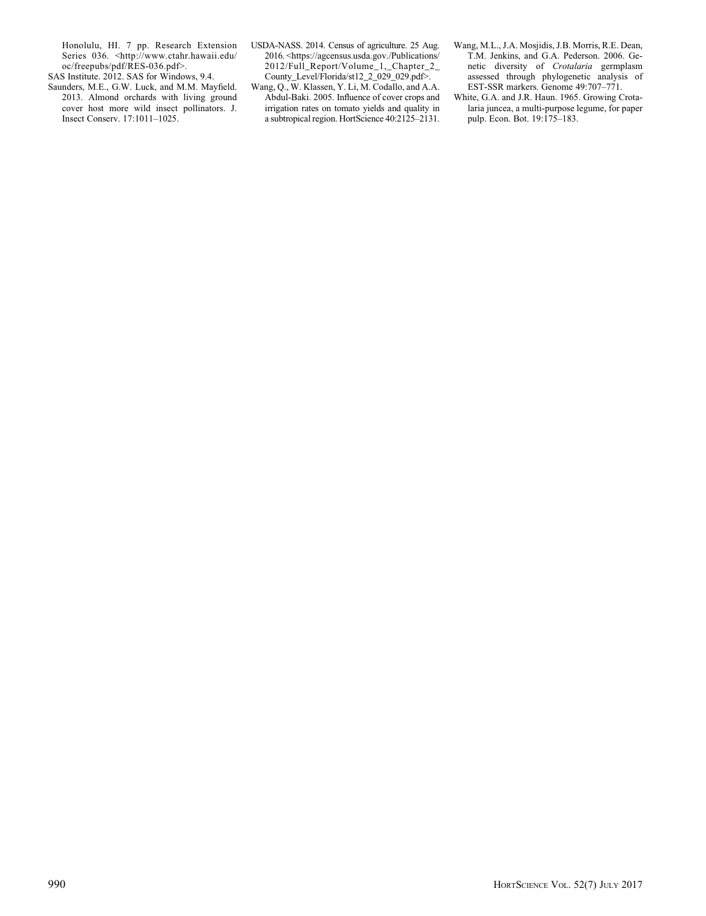Honolulu, HI. 7 pp. Research Extension Series 036. <http://www.ctahr.hawaii.edu/oc/freepubs/pdf/RES-036.pdf>.

SAS Institute. 2012. SAS for Windows, 9.4.

Saunders, M.E., G.W. Luck, and M.M. Mayfield. 2013. Almond orchards with living ground cover host more wild insect pollinators. J. Insect Conserv. 17:1011–1025.

USDA-NASS. 2014. Census of agriculture. 25 Aug. 2016. <https://agcensus.usda.gov./Publications/2012/Full_Report/Volume_1,_Chapter_2_County_Level/Florida/st12_2_029_029.pdf>.

Wang, Q., W. Klassen, Y. Li, M. Codallo, and A.A. Abdul-Baki. 2005. Influence of cover crops and irrigation rates on tomato yields and quality in a subtropical region. HortScience 40:2125–2131.

Wang, M.L., J.A. Mosjidis, J.B. Morris, R.E. Dean, T.M. Jenkins, and G.A. Pederson. 2006. Genetic diversity of *Crotalaria* germplasm assessed through phylogenetic analysis of EST-SSR markers. Genome 49:707–771.

White, G.A. and J.R. Haun. 1965. Growing Crotalaria juncea, a multi-purpose legume, for paper pulp. Econ. Bot. 19:175–183.